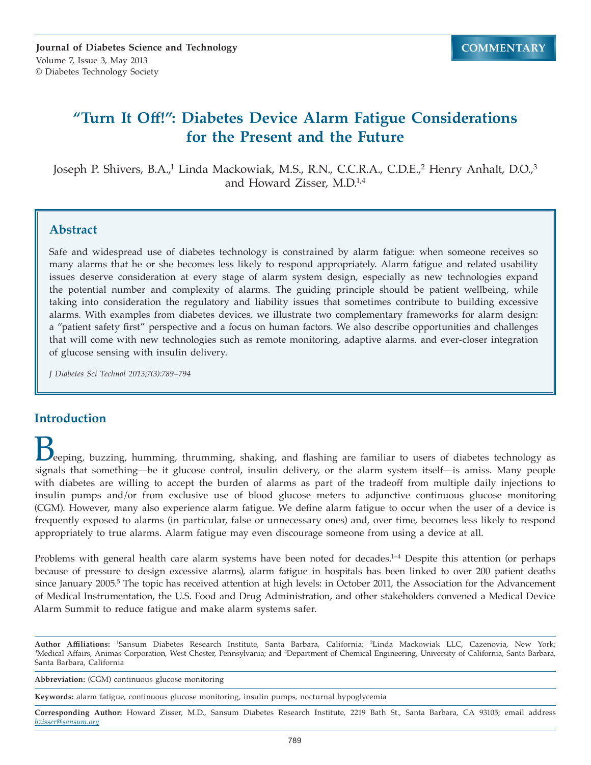COMMENTARY

# "Turn It Off!": Diabetes Device Alarm Fatigue Considerations for the Present and the Future

Joseph P. Shivers, B.A.,[1] Linda Mackowiak, M.S., R.N., C.C.R.A., C.D.E.,[2] Henry Anhalt, D.O.,[3] and Howard Zisser, M.D.[1,4]

## Abstract

Safe and widespread use of diabetes technology is constrained by alarm fatigue: when someone receives so many alarms that he or she becomes less likely to respond appropriately. Alarm fatigue and related usability issues deserve consideration at every stage of alarm system design, especially as new technologies expand the potential number and complexity of alarms. The guiding principle should be patient wellbeing, while taking into consideration the regulatory and liability issues that sometimes contribute to building excessive alarms. With examples from diabetes devices, we illustrate two complementary frameworks for alarm design: a "patient safety first" perspective and a focus on human factors. We also describe opportunities and challenges that will come with new technologies such as remote monitoring, adaptive alarms, and ever-closer integration of glucose sensing with insulin delivery.

*J Diabetes Sci Technol 2013;7(3):789–794*

## Introduction

Beeping, buzzing, humming, thrumming, shaking, and flashing are familiar to users of diabetes technology as signals that something—be it glucose control, insulin delivery, or the alarm system itself—is amiss. Many people with diabetes are willing to accept the burden of alarms as part of the tradeoff from multiple daily injections to insulin pumps and/or from exclusive use of blood glucose meters to adjunctive continuous glucose monitoring (CGM). However, many also experience alarm fatigue. We define alarm fatigue to occur when the user of a device is frequently exposed to alarms (in particular, false or unnecessary ones) and, over time, becomes less likely to respond appropriately to true alarms. Alarm fatigue may even discourage someone from using a device at all.

Problems with general health care alarm systems have been noted for decades.[1–4] Despite this attention (or perhaps because of pressure to design excessive alarms), alarm fatigue in hospitals has been linked to over 200 patient deaths since January 2005.[5] The topic has received attention at high levels: in October 2011, the Association for the Advancement of Medical Instrumentation, the U.S. Food and Drug Administration, and other stakeholders convened a Medical Device Alarm Summit to reduce fatigue and make alarm systems safer.

---

**Author Affiliations:** [1]Sansum Diabetes Research Institute, Santa Barbara, California; [2]Linda Mackowiak LLC, Cazenovia, New York; [3]Medical Affairs, Animas Corporation, West Chester, Pennsylvania; and [4]Department of Chemical Engineering, University of California, Santa Barbara, Santa Barbara, California

**Abbreviation:** (CGM) continuous glucose monitoring

**Keywords:** alarm fatigue, continuous glucose monitoring, insulin pumps, nocturnal hypoglycemia

**Corresponding Author:** Howard Zisser, M.D., Sansum Diabetes Research Institute, 2219 Bath St., Santa Barbara, CA 93105; email address hzisser@sansum.org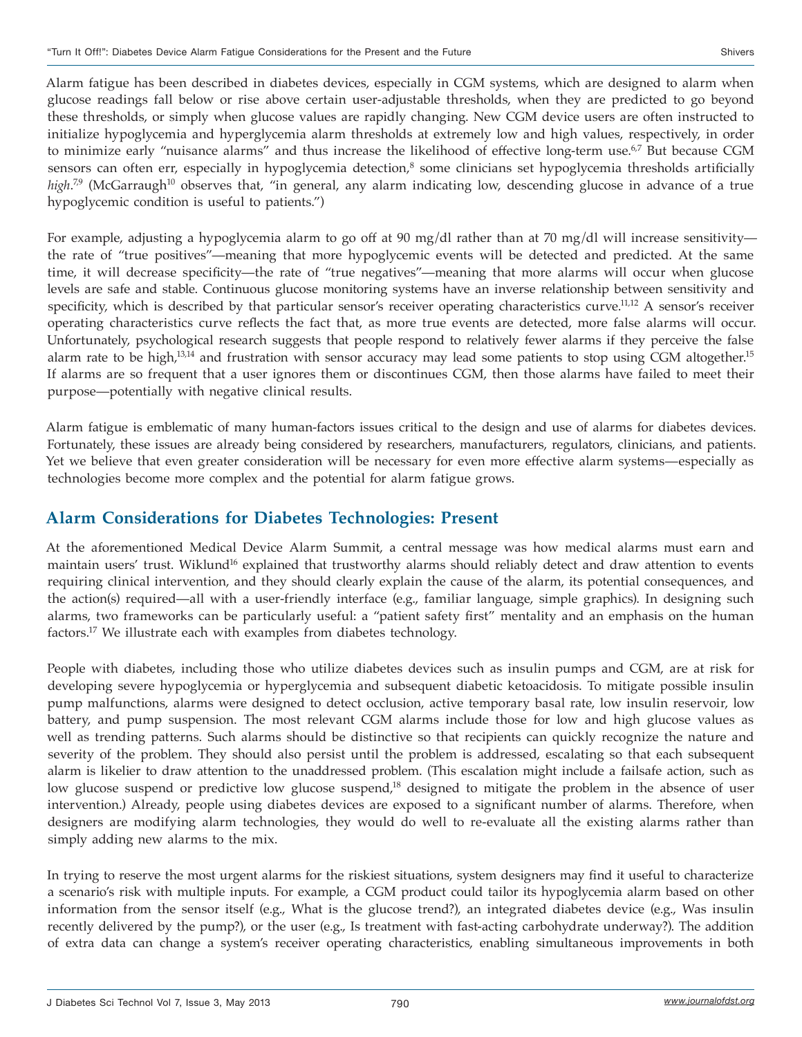Alarm fatigue has been described in diabetes devices, especially in CGM systems, which are designed to alarm when glucose readings fall below or rise above certain user-adjustable thresholds, when they are predicted to go beyond these thresholds, or simply when glucose values are rapidly changing. New CGM device users are often instructed to initialize hypoglycemia and hyperglycemia alarm thresholds at extremely low and high values, respectively, in order to minimize early "nuisance alarms" and thus increase the likelihood of effective long-term use.[6,7] But because CGM sensors can often err, especially in hypoglycemia detection,[8] some clinicians set hypoglycemia thresholds artificially *high*.[7,9] (McGarraugh[10] observes that, "in general, any alarm indicating low, descending glucose in advance of a true hypoglycemic condition is useful to patients.")

For example, adjusting a hypoglycemia alarm to go off at 90 mg/dl rather than at 70 mg/dl will increase sensitivity—the rate of "true positives"—meaning that more hypoglycemic events will be detected and predicted. At the same time, it will decrease specificity—the rate of "true negatives"—meaning that more alarms will occur when glucose levels are safe and stable. Continuous glucose monitoring systems have an inverse relationship between sensitivity and specificity, which is described by that particular sensor's receiver operating characteristics curve.[11,12] A sensor's receiver operating characteristics curve reflects the fact that, as more true events are detected, more false alarms will occur. Unfortunately, psychological research suggests that people respond to relatively fewer alarms if they perceive the false alarm rate to be high,[13,14] and frustration with sensor accuracy may lead some patients to stop using CGM altogether.[15] If alarms are so frequent that a user ignores them or discontinues CGM, then those alarms have failed to meet their purpose—potentially with negative clinical results.

Alarm fatigue is emblematic of many human-factors issues critical to the design and use of alarms for diabetes devices. Fortunately, these issues are already being considered by researchers, manufacturers, regulators, clinicians, and patients. Yet we believe that even greater consideration will be necessary for even more effective alarm systems—especially as technologies become more complex and the potential for alarm fatigue grows.

## Alarm Considerations for Diabetes Technologies: Present

At the aforementioned Medical Device Alarm Summit, a central message was how medical alarms must earn and maintain users' trust. Wiklund[16] explained that trustworthy alarms should reliably detect and draw attention to events requiring clinical intervention, and they should clearly explain the cause of the alarm, its potential consequences, and the action(s) required—all with a user-friendly interface (e.g., familiar language, simple graphics). In designing such alarms, two frameworks can be particularly useful: a "patient safety first" mentality and an emphasis on the human factors.[17] We illustrate each with examples from diabetes technology.

People with diabetes, including those who utilize diabetes devices such as insulin pumps and CGM, are at risk for developing severe hypoglycemia or hyperglycemia and subsequent diabetic ketoacidosis. To mitigate possible insulin pump malfunctions, alarms were designed to detect occlusion, active temporary basal rate, low insulin reservoir, low battery, and pump suspension. The most relevant CGM alarms include those for low and high glucose values as well as trending patterns. Such alarms should be distinctive so that recipients can quickly recognize the nature and severity of the problem. They should also persist until the problem is addressed, escalating so that each subsequent alarm is likelier to draw attention to the unaddressed problem. (This escalation might include a failsafe action, such as low glucose suspend or predictive low glucose suspend,[18] designed to mitigate the problem in the absence of user intervention.) Already, people using diabetes devices are exposed to a significant number of alarms. Therefore, when designers are modifying alarm technologies, they would do well to re-evaluate all the existing alarms rather than simply adding new alarms to the mix.

In trying to reserve the most urgent alarms for the riskiest situations, system designers may find it useful to characterize a scenario's risk with multiple inputs. For example, a CGM product could tailor its hypoglycemia alarm based on other information from the sensor itself (e.g., What is the glucose trend?), an integrated diabetes device (e.g., Was insulin recently delivered by the pump?), or the user (e.g., Is treatment with fast-acting carbohydrate underway?). The addition of extra data can change a system's receiver operating characteristics, enabling simultaneous improvements in both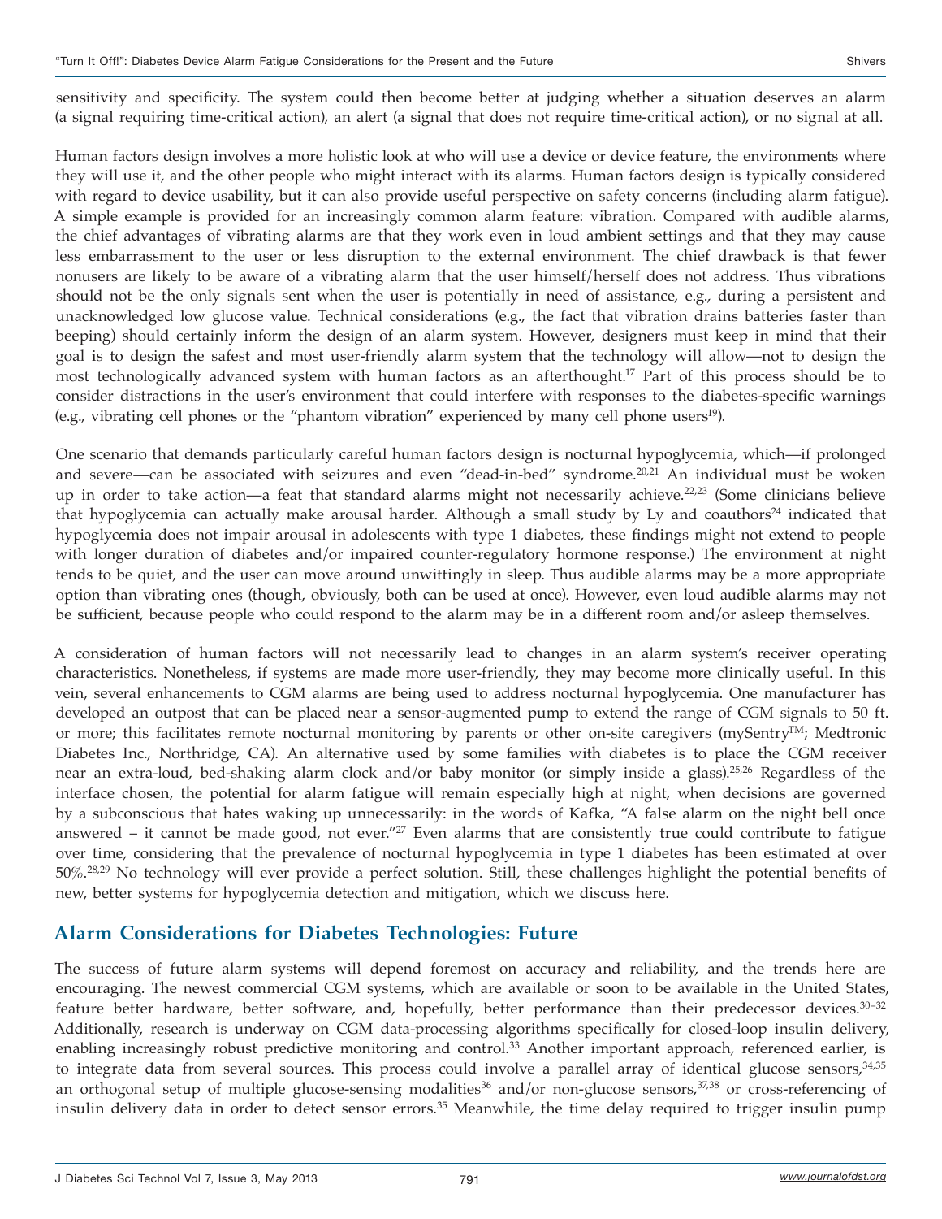sensitivity and specificity. The system could then become better at judging whether a situation deserves an alarm (a signal requiring time-critical action), an alert (a signal that does not require time-critical action), or no signal at all.

Human factors design involves a more holistic look at who will use a device or device feature, the environments where they will use it, and the other people who might interact with its alarms. Human factors design is typically considered with regard to device usability, but it can also provide useful perspective on safety concerns (including alarm fatigue). A simple example is provided for an increasingly common alarm feature: vibration. Compared with audible alarms, the chief advantages of vibrating alarms are that they work even in loud ambient settings and that they may cause less embarrassment to the user or less disruption to the external environment. The chief drawback is that fewer nonusers are likely to be aware of a vibrating alarm that the user himself/herself does not address. Thus vibrations should not be the only signals sent when the user is potentially in need of assistance, e.g., during a persistent and unacknowledged low glucose value. Technical considerations (e.g., the fact that vibration drains batteries faster than beeping) should certainly inform the design of an alarm system. However, designers must keep in mind that their goal is to design the safest and most user-friendly alarm system that the technology will allow—not to design the most technologically advanced system with human factors as an afterthought.[17] Part of this process should be to consider distractions in the user's environment that could interfere with responses to the diabetes-specific warnings (e.g., vibrating cell phones or the "phantom vibration" experienced by many cell phone users[19]).

One scenario that demands particularly careful human factors design is nocturnal hypoglycemia, which—if prolonged and severe—can be associated with seizures and even "dead-in-bed" syndrome.[20,21] An individual must be woken up in order to take action—a feat that standard alarms might not necessarily achieve.[22,23] (Some clinicians believe that hypoglycemia can actually make arousal harder. Although a small study by Ly and coauthors[24] indicated that hypoglycemia does not impair arousal in adolescents with type 1 diabetes, these findings might not extend to people with longer duration of diabetes and/or impaired counter-regulatory hormone response.) The environment at night tends to be quiet, and the user can move around unwittingly in sleep. Thus audible alarms may be a more appropriate option than vibrating ones (though, obviously, both can be used at once). However, even loud audible alarms may not be sufficient, because people who could respond to the alarm may be in a different room and/or asleep themselves.

A consideration of human factors will not necessarily lead to changes in an alarm system's receiver operating characteristics. Nonetheless, if systems are made more user-friendly, they may become more clinically useful. In this vein, several enhancements to CGM alarms are being used to address nocturnal hypoglycemia. One manufacturer has developed an outpost that can be placed near a sensor-augmented pump to extend the range of CGM signals to 50 ft. or more; this facilitates remote nocturnal monitoring by parents or other on-site caregivers (mySentry™; Medtronic Diabetes Inc., Northridge, CA). An alternative used by some families with diabetes is to place the CGM receiver near an extra-loud, bed-shaking alarm clock and/or baby monitor (or simply inside a glass).[25,26] Regardless of the interface chosen, the potential for alarm fatigue will remain especially high at night, when decisions are governed by a subconscious that hates waking up unnecessarily: in the words of Kafka, "A false alarm on the night bell once answered – it cannot be made good, not ever."[27] Even alarms that are consistently true could contribute to fatigue over time, considering that the prevalence of nocturnal hypoglycemia in type 1 diabetes has been estimated at over 50%.[28,29] No technology will ever provide a perfect solution. Still, these challenges highlight the potential benefits of new, better systems for hypoglycemia detection and mitigation, which we discuss here.

## Alarm Considerations for Diabetes Technologies: Future

The success of future alarm systems will depend foremost on accuracy and reliability, and the trends here are encouraging. The newest commercial CGM systems, which are available or soon to be available in the United States, feature better hardware, better software, and, hopefully, better performance than their predecessor devices.[30–32] Additionally, research is underway on CGM data-processing algorithms specifically for closed-loop insulin delivery, enabling increasingly robust predictive monitoring and control.[33] Another important approach, referenced earlier, is to integrate data from several sources. This process could involve a parallel array of identical glucose sensors,[34,35] an orthogonal setup of multiple glucose-sensing modalities[36] and/or non-glucose sensors,[37,38] or cross-referencing of insulin delivery data in order to detect sensor errors.[35] Meanwhile, the time delay required to trigger insulin pump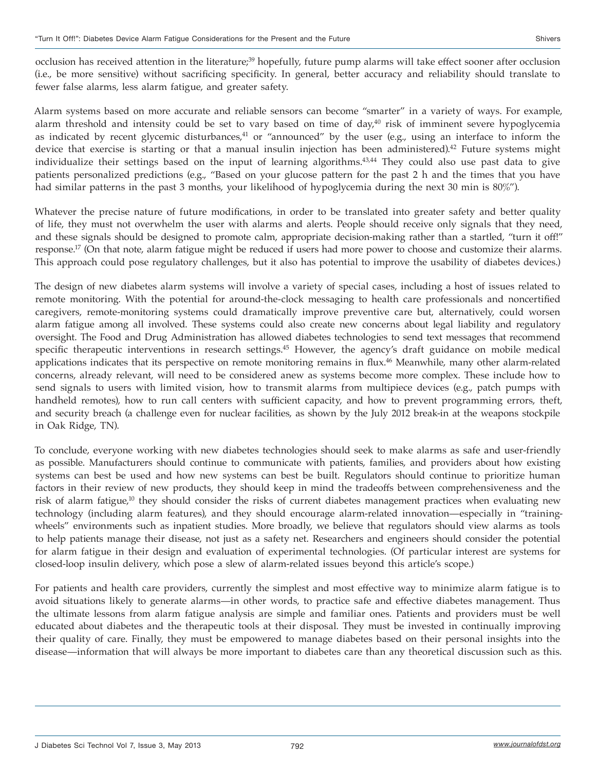occlusion has received attention in the literature;[39] hopefully, future pump alarms will take effect sooner after occlusion (i.e., be more sensitive) without sacrificing specificity. In general, better accuracy and reliability should translate to fewer false alarms, less alarm fatigue, and greater safety.

Alarm systems based on more accurate and reliable sensors can become "smarter" in a variety of ways. For example, alarm threshold and intensity could be set to vary based on time of day,[40] risk of imminent severe hypoglycemia as indicated by recent glycemic disturbances,[41] or "announced" by the user (e.g., using an interface to inform the device that exercise is starting or that a manual insulin injection has been administered).[42] Future systems might individualize their settings based on the input of learning algorithms.[43,44] They could also use past data to give patients personalized predictions (e.g., "Based on your glucose pattern for the past 2 h and the times that you have had similar patterns in the past 3 months, your likelihood of hypoglycemia during the next 30 min is 80%").

Whatever the precise nature of future modifications, in order to be translated into greater safety and better quality of life, they must not overwhelm the user with alarms and alerts. People should receive only signals that they need, and these signals should be designed to promote calm, appropriate decision-making rather than a startled, "turn it off!" response.[17] (On that note, alarm fatigue might be reduced if users had more power to choose and customize their alarms. This approach could pose regulatory challenges, but it also has potential to improve the usability of diabetes devices.)

The design of new diabetes alarm systems will involve a variety of special cases, including a host of issues related to remote monitoring. With the potential for around-the-clock messaging to health care professionals and noncertified caregivers, remote-monitoring systems could dramatically improve preventive care but, alternatively, could worsen alarm fatigue among all involved. These systems could also create new concerns about legal liability and regulatory oversight. The Food and Drug Administration has allowed diabetes technologies to send text messages that recommend specific therapeutic interventions in research settings.[45] However, the agency's draft guidance on mobile medical applications indicates that its perspective on remote monitoring remains in flux.[46] Meanwhile, many other alarm-related concerns, already relevant, will need to be considered anew as systems become more complex. These include how to send signals to users with limited vision, how to transmit alarms from multipiece devices (e.g., patch pumps with handheld remotes), how to run call centers with sufficient capacity, and how to prevent programming errors, theft, and security breach (a challenge even for nuclear facilities, as shown by the July 2012 break-in at the weapons stockpile in Oak Ridge, TN).

To conclude, everyone working with new diabetes technologies should seek to make alarms as safe and user-friendly as possible. Manufacturers should continue to communicate with patients, families, and providers about how existing systems can best be used and how new systems can best be built. Regulators should continue to prioritize human factors in their review of new products, they should keep in mind the tradeoffs between comprehensiveness and the risk of alarm fatigue,[10] they should consider the risks of current diabetes management practices when evaluating new technology (including alarm features), and they should encourage alarm-related innovation—especially in "training-wheels" environments such as inpatient studies. More broadly, we believe that regulators should view alarms as tools to help patients manage their disease, not just as a safety net. Researchers and engineers should consider the potential for alarm fatigue in their design and evaluation of experimental technologies. (Of particular interest are systems for closed-loop insulin delivery, which pose a slew of alarm-related issues beyond this article's scope.)

For patients and health care providers, currently the simplest and most effective way to minimize alarm fatigue is to avoid situations likely to generate alarms—in other words, to practice safe and effective diabetes management. Thus the ultimate lessons from alarm fatigue analysis are simple and familiar ones. Patients and providers must be well educated about diabetes and the therapeutic tools at their disposal. They must be invested in continually improving their quality of care. Finally, they must be empowered to manage diabetes based on their personal insights into the disease—information that will always be more important to diabetes care than any theoretical discussion such as this.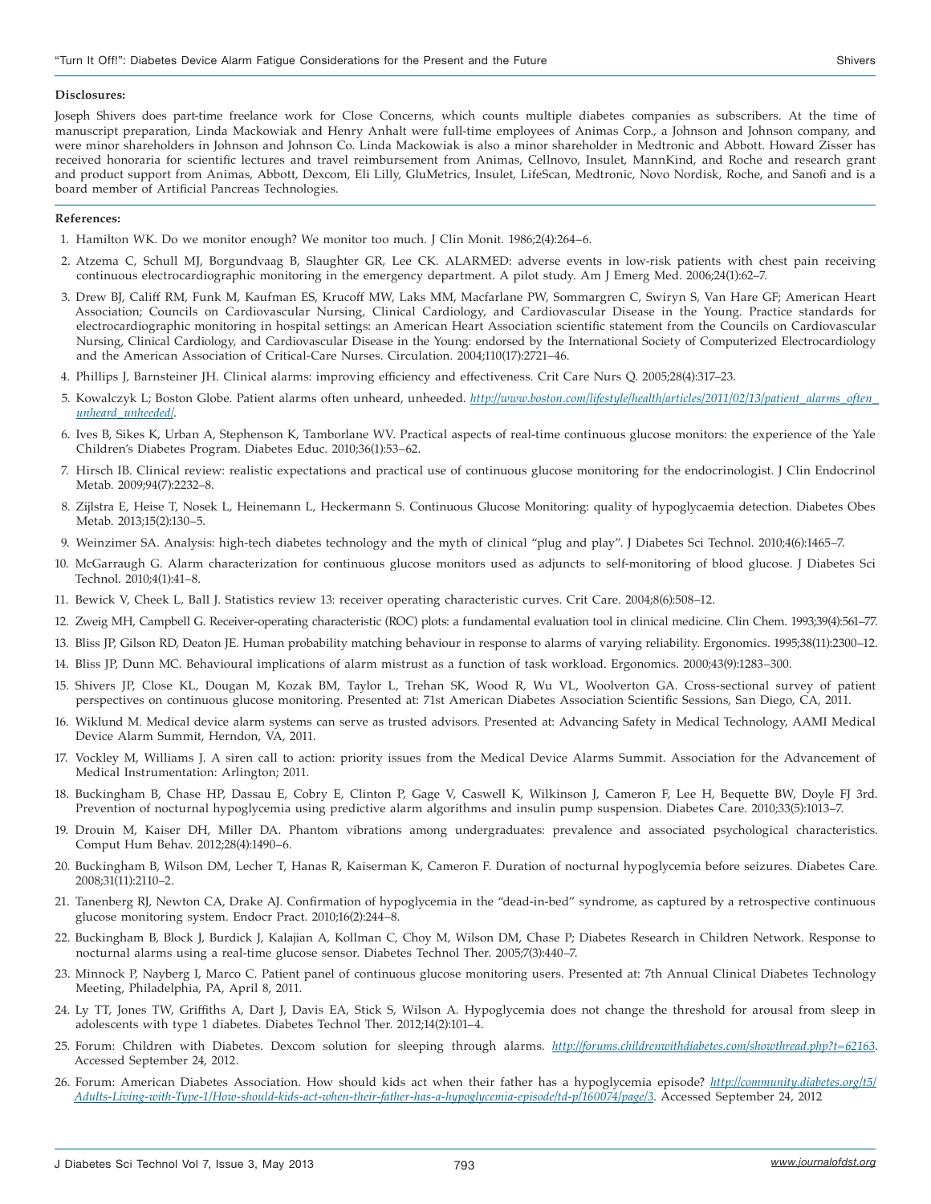**Disclosures:**

Joseph Shivers does part-time freelance work for Close Concerns, which counts multiple diabetes companies as subscribers. At the time of manuscript preparation, Linda Mackowiak and Henry Anhalt were full-time employees of Animas Corp., a Johnson and Johnson company, and were minor shareholders in Johnson and Johnson Co. Linda Mackowiak is also a minor shareholder in Medtronic and Abbott. Howard Zisser has received honoraria for scientific lectures and travel reimbursement from Animas, Cellnovo, Insulet, MannKind, and Roche and research grant and product support from Animas, Abbott, Dexcom, Eli Lilly, GluMetrics, Insulet, LifeScan, Medtronic, Novo Nordisk, Roche, and Sanofi and is a board member of Artificial Pancreas Technologies.

**References:**

1. Hamilton WK. Do we monitor enough? We monitor too much. J Clin Monit. 1986;2(4):264–6.
2. Atzema C, Schull MJ, Borgundvaag B, Slaughter GR, Lee CK. ALARMED: adverse events in low-risk patients with chest pain receiving continuous electrocardiographic monitoring in the emergency department. A pilot study. Am J Emerg Med. 2006;24(1):62–7.
3. Drew BJ, Califf RM, Funk M, Kaufman ES, Krucoff MW, Laks MM, Macfarlane PW, Sommargren C, Swiryn S, Van Hare GF; American Heart Association; Councils on Cardiovascular Nursing, Clinical Cardiology, and Cardiovascular Disease in the Young. Practice standards for electrocardiographic monitoring in hospital settings: an American Heart Association scientific statement from the Councils on Cardiovascular Nursing, Clinical Cardiology, and Cardiovascular Disease in the Young: endorsed by the International Society of Computerized Electrocardiology and the American Association of Critical-Care Nurses. Circulation. 2004;110(17):2721–46.
4. Phillips J, Barnsteiner JH. Clinical alarms: improving efficiency and effectiveness. Crit Care Nurs Q. 2005;28(4):317–23.
5. Kowalczyk L; Boston Globe. Patient alarms often unheard, unheeded. *http://www.boston.com/lifestyle/health/articles/2011/02/13/patient_alarms_often_unheard_unheeded/*.
6. Ives B, Sikes K, Urban A, Stephenson K, Tamborlane WV. Practical aspects of real-time continuous glucose monitors: the experience of the Yale Children's Diabetes Program. Diabetes Educ. 2010;36(1):53–62.
7. Hirsch IB. Clinical review: realistic expectations and practical use of continuous glucose monitoring for the endocrinologist. J Clin Endocrinol Metab. 2009;94(7):2232–8.
8. Zijlstra E, Heise T, Nosek L, Heinemann L, Heckermann S. Continuous Glucose Monitoring: quality of hypoglycaemia detection. Diabetes Obes Metab. 2013;15(2):130–5.
9. Weinzimer SA. Analysis: high-tech diabetes technology and the myth of clinical "plug and play". J Diabetes Sci Technol. 2010;4(6):1465–7.
10. McGarraugh G. Alarm characterization for continuous glucose monitors used as adjuncts to self-monitoring of blood glucose. J Diabetes Sci Technol. 2010;4(1):41–8.
11. Bewick V, Cheek L, Ball J. Statistics review 13: receiver operating characteristic curves. Crit Care. 2004;8(6):508–12.
12. Zweig MH, Campbell G. Receiver-operating characteristic (ROC) plots: a fundamental evaluation tool in clinical medicine. Clin Chem. 1993;39(4):561–77.
13. Bliss JP, Gilson RD, Deaton JE. Human probability matching behaviour in response to alarms of varying reliability. Ergonomics. 1995;38(11):2300–12.
14. Bliss JP, Dunn MC. Behavioural implications of alarm mistrust as a function of task workload. Ergonomics. 2000;43(9):1283–300.
15. Shivers JP, Close KL, Dougan M, Kozak BM, Taylor L, Trehan SK, Wood R, Wu VL, Woolverton GA. Cross-sectional survey of patient perspectives on continuous glucose monitoring. Presented at: 71st American Diabetes Association Scientific Sessions, San Diego, CA, 2011.
16. Wiklund M. Medical device alarm systems can serve as trusted advisors. Presented at: Advancing Safety in Medical Technology, AAMI Medical Device Alarm Summit, Herndon, VA, 2011.
17. Vockley M, Williams J. A siren call to action: priority issues from the Medical Device Alarms Summit. Association for the Advancement of Medical Instrumentation: Arlington; 2011.
18. Buckingham B, Chase HP, Dassau E, Cobry E, Clinton P, Gage V, Caswell K, Wilkinson J, Cameron F, Lee H, Bequette BW, Doyle FJ 3rd. Prevention of nocturnal hypoglycemia using predictive alarm algorithms and insulin pump suspension. Diabetes Care. 2010;33(5):1013–7.
19. Drouin M, Kaiser DH, Miller DA. Phantom vibrations among undergraduates: prevalence and associated psychological characteristics. Comput Hum Behav. 2012;28(4):1490–6.
20. Buckingham B, Wilson DM, Lecher T, Hanas R, Kaiserman K, Cameron F. Duration of nocturnal hypoglycemia before seizures. Diabetes Care. 2008;31(11):2110–2.
21. Tanenberg RJ, Newton CA, Drake AJ. Confirmation of hypoglycemia in the "dead-in-bed" syndrome, as captured by a retrospective continuous glucose monitoring system. Endocr Pract. 2010;16(2):244–8.
22. Buckingham B, Block J, Burdick J, Kalajian A, Kollman C, Choy M, Wilson DM, Chase P; Diabetes Research in Children Network. Response to nocturnal alarms using a real-time glucose sensor. Diabetes Technol Ther. 2005;7(3):440–7.
23. Minnock P, Nayberg I, Marco C. Patient panel of continuous glucose monitoring users. Presented at: 7th Annual Clinical Diabetes Technology Meeting, Philadelphia, PA, April 8, 2011.
24. Ly TT, Jones TW, Griffiths A, Dart J, Davis EA, Stick S, Wilson A. Hypoglycemia does not change the threshold for arousal from sleep in adolescents with type 1 diabetes. Diabetes Technol Ther. 2012;14(2):101–4.
25. Forum: Children with Diabetes. Dexcom solution for sleeping through alarms. *http://forums.childrenwithdiabetes.com/showthread.php?t=62163*. Accessed September 24, 2012.
26. Forum: American Diabetes Association. How should kids act when their father has a hypoglycemia episode? *http://community.diabetes.org/t5/Adults-Living-with-Type-1/How-should-kids-act-when-their-father-has-a-hypoglycemia-episode/td-p/160074/page/3*. Accessed September 24, 2012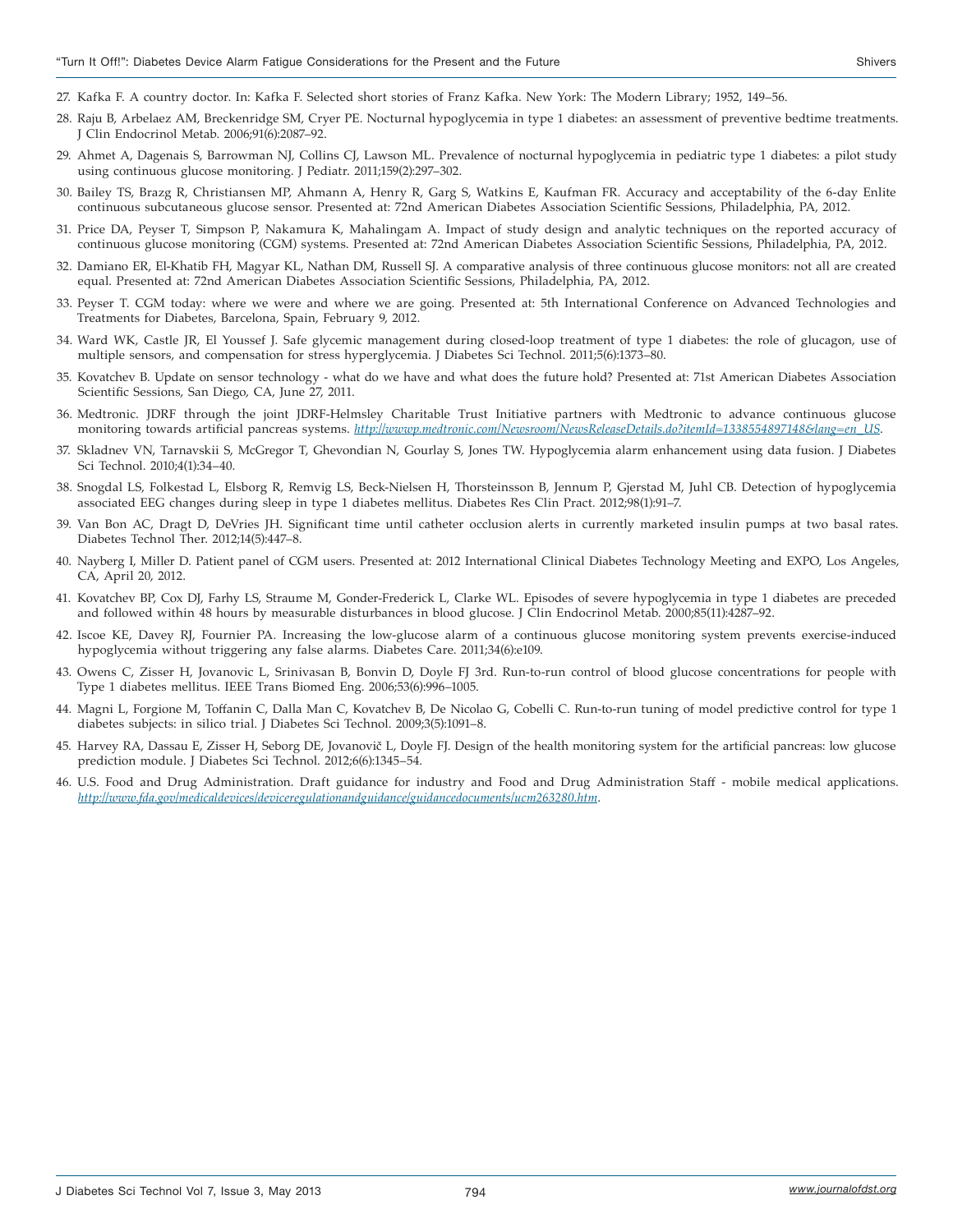27. Kafka F. A country doctor. In: Kafka F. Selected short stories of Franz Kafka. New York: The Modern Library; 1952, 149–56.
28. Raju B, Arbelaez AM, Breckenridge SM, Cryer PE. Nocturnal hypoglycemia in type 1 diabetes: an assessment of preventive bedtime treatments. J Clin Endocrinol Metab. 2006;91(6):2087–92.
29. Ahmet A, Dagenais S, Barrowman NJ, Collins CJ, Lawson ML. Prevalence of nocturnal hypoglycemia in pediatric type 1 diabetes: a pilot study using continuous glucose monitoring. J Pediatr. 2011;159(2):297–302.
30. Bailey TS, Brazg R, Christiansen MP, Ahmann A, Henry R, Garg S, Watkins E, Kaufman FR. Accuracy and acceptability of the 6-day Enlite continuous subcutaneous glucose sensor. Presented at: 72nd American Diabetes Association Scientific Sessions, Philadelphia, PA, 2012.
31. Price DA, Peyser T, Simpson P, Nakamura K, Mahalingam A. Impact of study design and analytic techniques on the reported accuracy of continuous glucose monitoring (CGM) systems. Presented at: 72nd American Diabetes Association Scientific Sessions, Philadelphia, PA, 2012.
32. Damiano ER, El-Khatib FH, Magyar KL, Nathan DM, Russell SJ. A comparative analysis of three continuous glucose monitors: not all are created equal. Presented at: 72nd American Diabetes Association Scientific Sessions, Philadelphia, PA, 2012.
33. Peyser T. CGM today: where we were and where we are going. Presented at: 5th International Conference on Advanced Technologies and Treatments for Diabetes, Barcelona, Spain, February 9, 2012.
34. Ward WK, Castle JR, El Youssef J. Safe glycemic management during closed-loop treatment of type 1 diabetes: the role of glucagon, use of multiple sensors, and compensation for stress hyperglycemia. J Diabetes Sci Technol. 2011;5(6):1373–80.
35. Kovatchev B. Update on sensor technology - what do we have and what does the future hold? Presented at: 71st American Diabetes Association Scientific Sessions, San Diego, CA, June 27, 2011.
36. Medtronic. JDRF through the joint JDRF-Helmsley Charitable Trust Initiative partners with Medtronic to advance continuous glucose monitoring towards artificial pancreas systems. *http://wwwp.medtronic.com/Newsroom/NewsReleaseDetails.do?itemId=1338554897148&lang=en_US*.
37. Skladnev VN, Tarnavskii S, McGregor T, Ghevondian N, Gourlay S, Jones TW. Hypoglycemia alarm enhancement using data fusion. J Diabetes Sci Technol. 2010;4(1):34–40.
38. Snogdal LS, Folkestad L, Elsborg R, Remvig LS, Beck-Nielsen H, Thorsteinsson B, Jennum P, Gjerstad M, Juhl CB. Detection of hypoglycemia associated EEG changes during sleep in type 1 diabetes mellitus. Diabetes Res Clin Pract. 2012;98(1):91–7.
39. Van Bon AC, Dragt D, DeVries JH. Significant time until catheter occlusion alerts in currently marketed insulin pumps at two basal rates. Diabetes Technol Ther. 2012;14(5):447–8.
40. Nayberg I, Miller D. Patient panel of CGM users. Presented at: 2012 International Clinical Diabetes Technology Meeting and EXPO, Los Angeles, CA, April 20, 2012.
41. Kovatchev BP, Cox DJ, Farhy LS, Straume M, Gonder-Frederick L, Clarke WL. Episodes of severe hypoglycemia in type 1 diabetes are preceded and followed within 48 hours by measurable disturbances in blood glucose. J Clin Endocrinol Metab. 2000;85(11):4287–92.
42. Iscoe KE, Davey RJ, Fournier PA. Increasing the low-glucose alarm of a continuous glucose monitoring system prevents exercise-induced hypoglycemia without triggering any false alarms. Diabetes Care. 2011;34(6):e109.
43. Owens C, Zisser H, Jovanovic L, Srinivasan B, Bonvin D, Doyle FJ 3rd. Run-to-run control of blood glucose concentrations for people with Type 1 diabetes mellitus. IEEE Trans Biomed Eng. 2006;53(6):996–1005.
44. Magni L, Forgione M, Toffanin C, Dalla Man C, Kovatchev B, De Nicolao G, Cobelli C. Run-to-run tuning of model predictive control for type 1 diabetes subjects: in silico trial. J Diabetes Sci Technol. 2009;3(5):1091–8.
45. Harvey RA, Dassau E, Zisser H, Seborg DE, Jovanovič L, Doyle FJ. Design of the health monitoring system for the artificial pancreas: low glucose prediction module. J Diabetes Sci Technol. 2012;6(6):1345–54.
46. U.S. Food and Drug Administration. Draft guidance for industry and Food and Drug Administration Staff - mobile medical applications. *http://www.fda.gov/medicaldevices/deviceregulationandguidance/guidancedocuments/ucm263280.htm*.